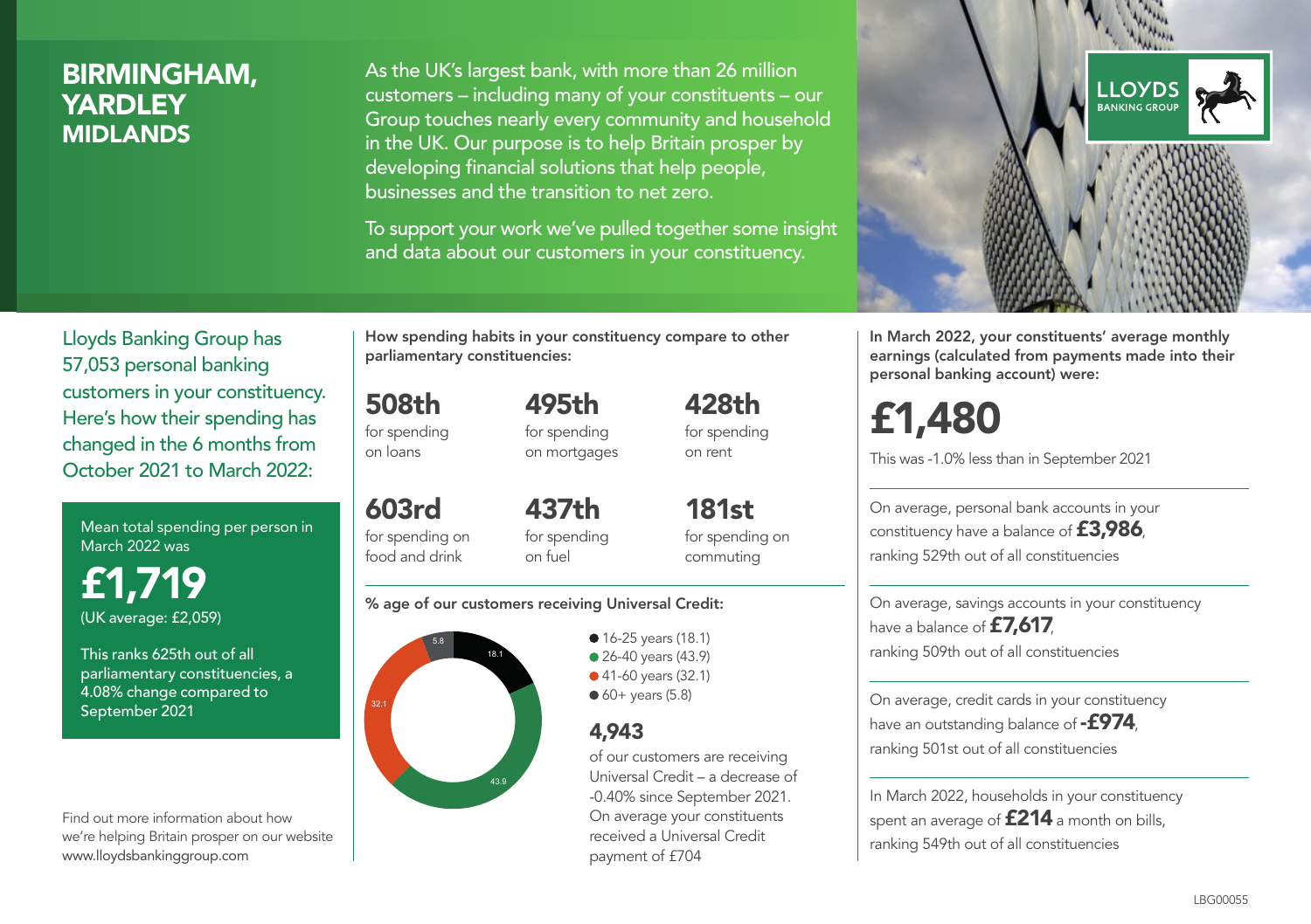# BIRMINGHAM, YARDLEY
## MIDLANDS

As the UK's largest bank, with more than 26 million customers – including many of your constituents – our Group touches nearly every community and household in the UK. Our purpose is to help Britain prosper by developing financial solutions that help people, businesses and the transition to net zero.

To support your work we've pulled together some insight and data about our customers in your constituency.

LLOYDS BANKING GROUP

Lloyds Banking Group has 57,053 personal banking customers in your constituency. Here's how their spending has changed in the 6 months from October 2021 to March 2022:

Mean total spending per person in March 2022 was

**£1,719**
(UK average: £2,059)

This ranks 625th out of all parliamentary constituencies, a 4.08% change compared to September 2021

Find out more information about how we're helping Britain prosper on our website www.lloydsbankinggroup.com

How spending habits in your constituency compare to other parliamentary constituencies:

**508th** for spending on loans

**495th** for spending on mortgages

**428th** for spending on rent

**603rd** for spending on food and drink

**437th** for spending on fuel

**181st** for spending on commuting

% age of our customers receiving Universal Credit:

- 16-25 years (18.1)
- 26-40 years (43.9)
- 41-60 years (32.1)
- 60+ years (5.8)

**4,943** of our customers are receiving Universal Credit – a decrease of -0.40% since September 2021. On average your constituents received a Universal Credit payment of £704

In March 2022, your constituents' average monthly earnings (calculated from payments made into their personal banking account) were:

**£1,480**

This was -1.0% less than in September 2021

On average, personal bank accounts in your constituency have a balance of **£3,986**, ranking 529th out of all constituencies

On average, savings accounts in your constituency have a balance of **£7,617**, ranking 509th out of all constituencies

On average, credit cards in your constituency have an outstanding balance of **-£974**, ranking 501st out of all constituencies

In March 2022, households in your constituency spent an average of **£214** a month on bills, ranking 549th out of all constituencies

LBG00055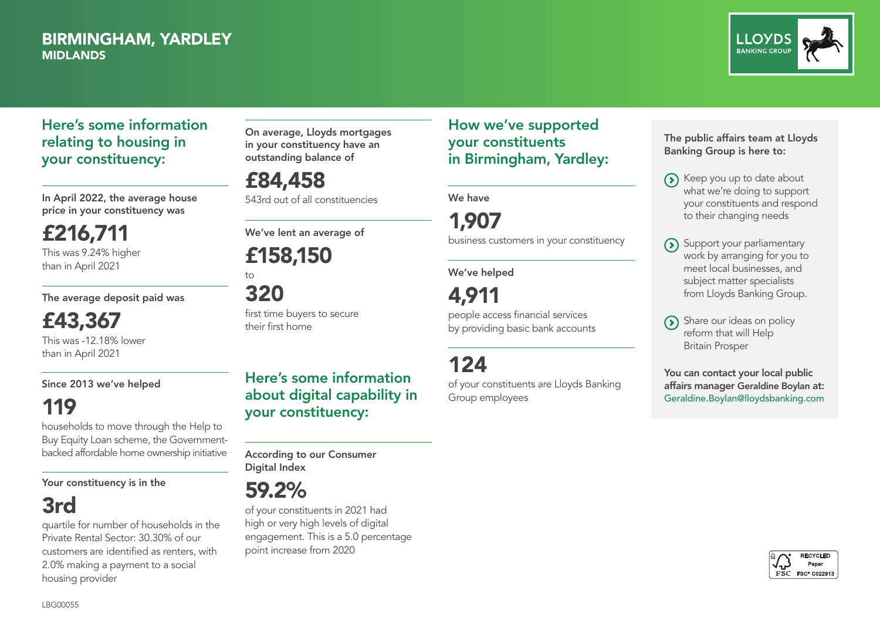# BIRMINGHAM, YARDLEY
## MIDLANDS

LLOYDS BANKING GROUP

## Here's some information relating to housing in your constituency:

In April 2022, the average house price in your constituency was

**£216,711**

This was 9.24% higher than in April 2021

The average deposit paid was

**£43,367**

This was -12.18% lower than in April 2021

Since 2013 we've helped

**119**

households to move through the Help to Buy Equity Loan scheme, the Government-backed affordable home ownership initiative

Your constituency is in the

**3rd**

quartile for number of households in the Private Rental Sector: 30.30% of our customers are identified as renters, with 2.0% making a payment to a social housing provider

On average, Lloyds mortgages in your constituency have an outstanding balance of

**£84,458**

543rd out of all constituencies

We've lent an average of

**£158,150**

to

**320**

first time buyers to secure their first home

## Here's some information about digital capability in your constituency:

According to our Consumer Digital Index

**59.2%**

of your constituents in 2021 had high or very high levels of digital engagement. This is a 5.0 percentage point increase from 2020

## How we've supported your constituents in Birmingham, Yardley:

We have

**1,907**

business customers in your constituency

We've helped

**4,911**

people access financial services by providing basic bank accounts

**124**

of your constituents are Lloyds Banking Group employees

The public affairs team at Lloyds Banking Group is here to:

- Keep you up to date about what we're doing to support your constituents and respond to their changing needs
- Support your parliamentary work by arranging for you to meet local businesses, and subject matter specialists from Lloyds Banking Group.
- Share our ideas on policy reform that will Help Britain Prosper

You can contact your local public affairs manager Geraldine Boylan at: Geraldine.Boylan@lloydsbanking.com

RECYCLED Paper FSC® C022913

LBG00055